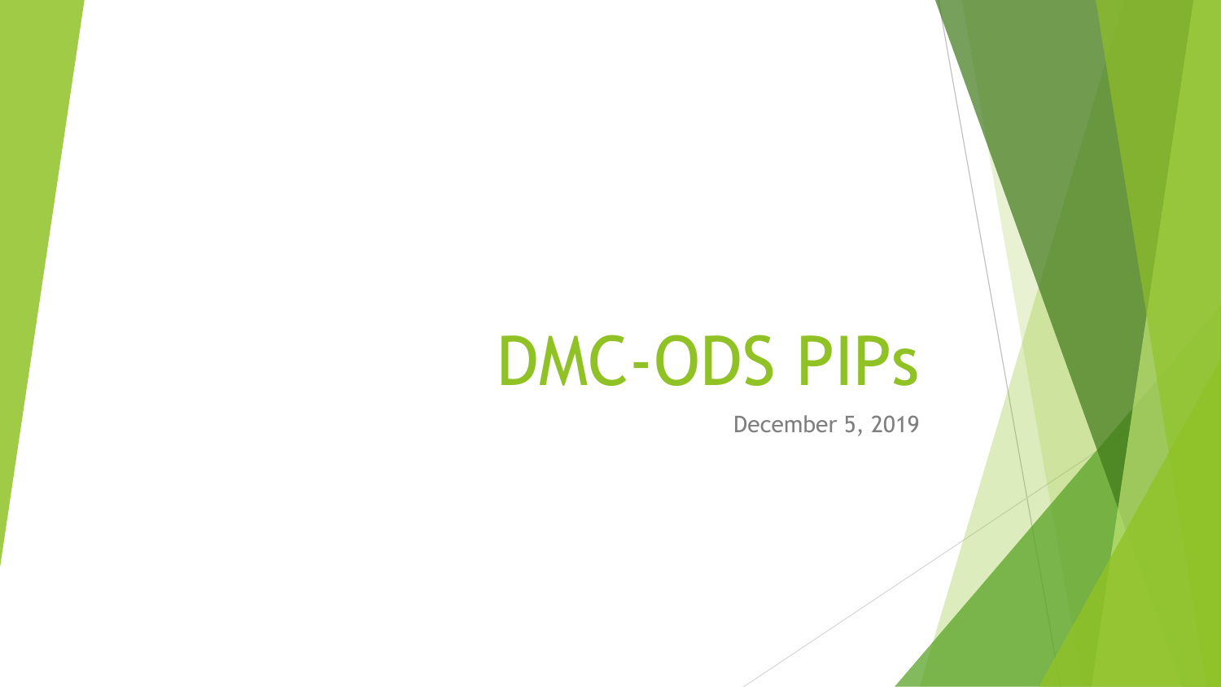# DMC-ODS PIPs

December 5, 2019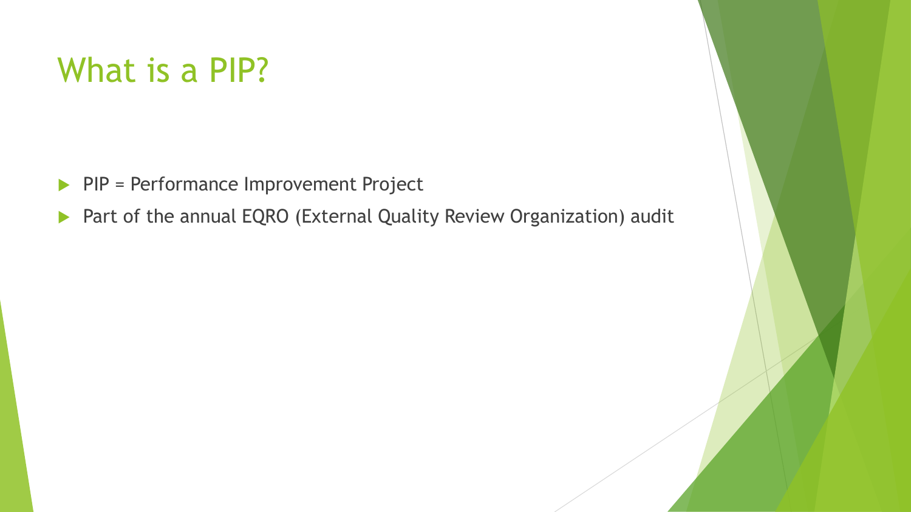# What is a PIP?

- PIP = Performance Improvement Project
- Part of the annual EQRO (External Quality Review Organization) audit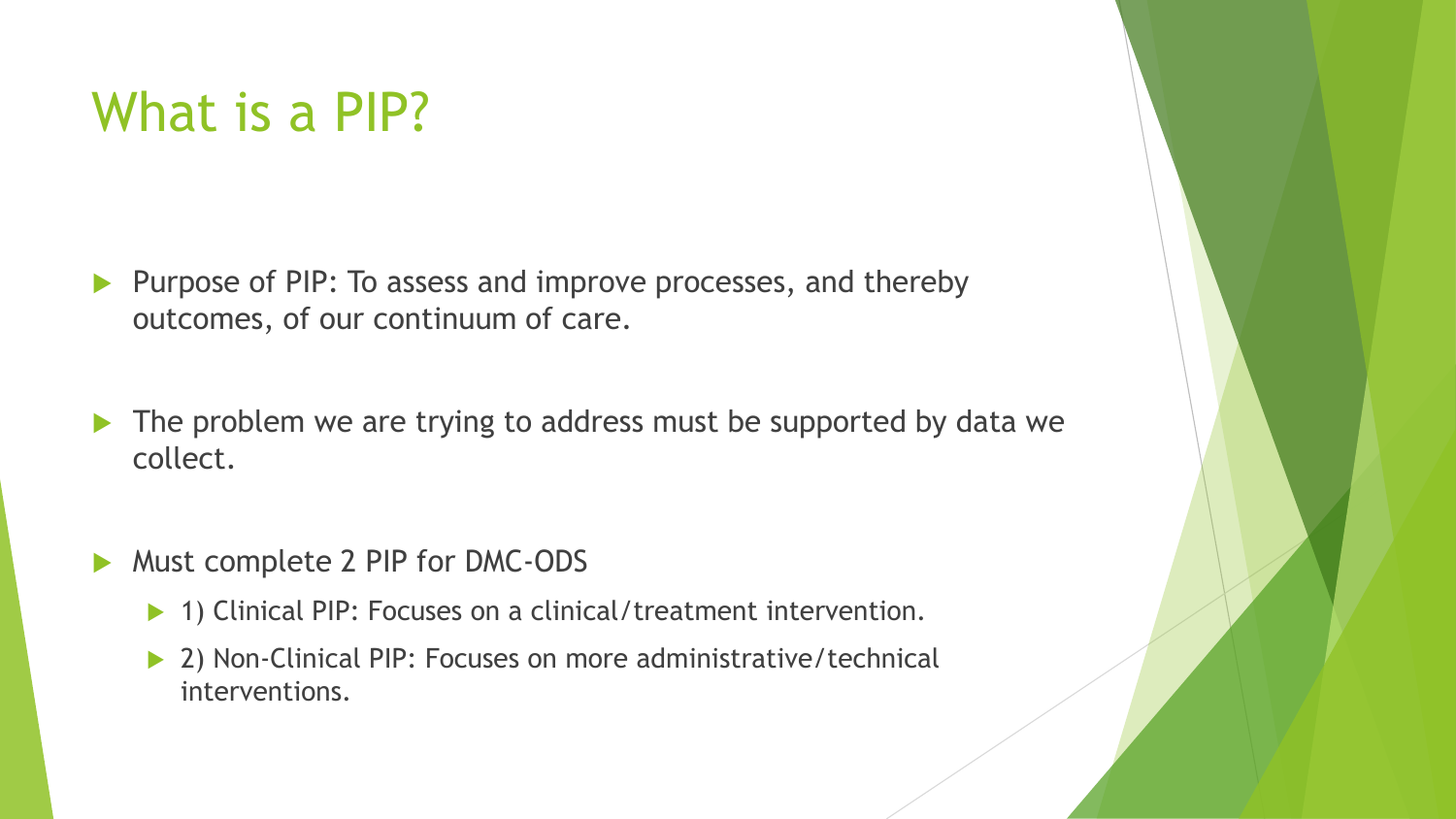# What is a PIP?

- Purpose of PIP: To assess and improve processes, and thereby outcomes, of our continuum of care.
- The problem we are trying to address must be supported by data we collect.
- Must complete 2 PIP for DMC-ODS
  - 1) Clinical PIP: Focuses on a clinical/treatment intervention.
  - 2) Non-Clinical PIP: Focuses on more administrative/technical interventions.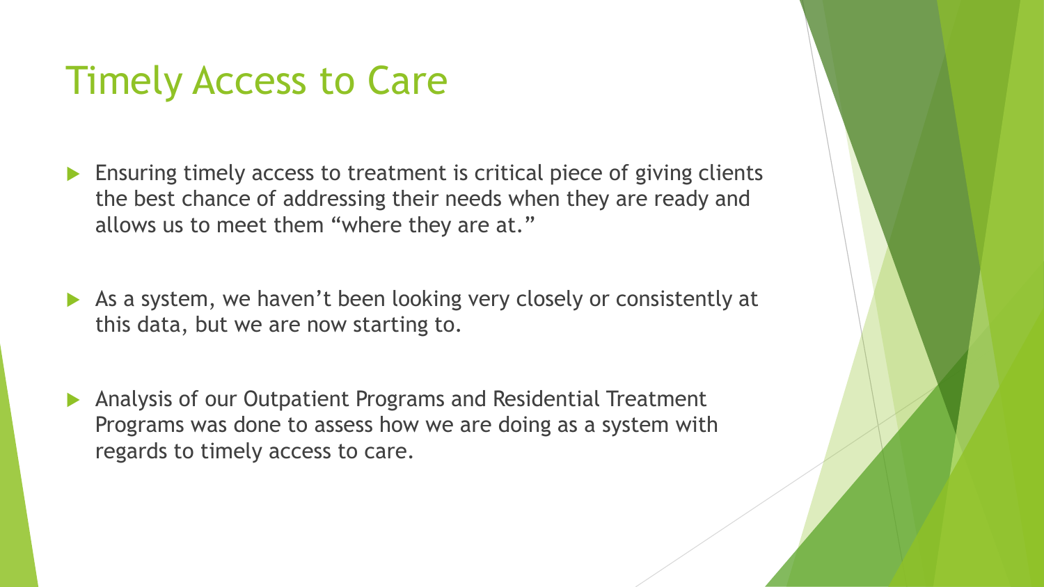# Timely Access to Care

- Ensuring timely access to treatment is critical piece of giving clients the best chance of addressing their needs when they are ready and allows us to meet them "where they are at."
- As a system, we haven't been looking very closely or consistently at this data, but we are now starting to.
- Analysis of our Outpatient Programs and Residential Treatment Programs was done to assess how we are doing as a system with regards to timely access to care.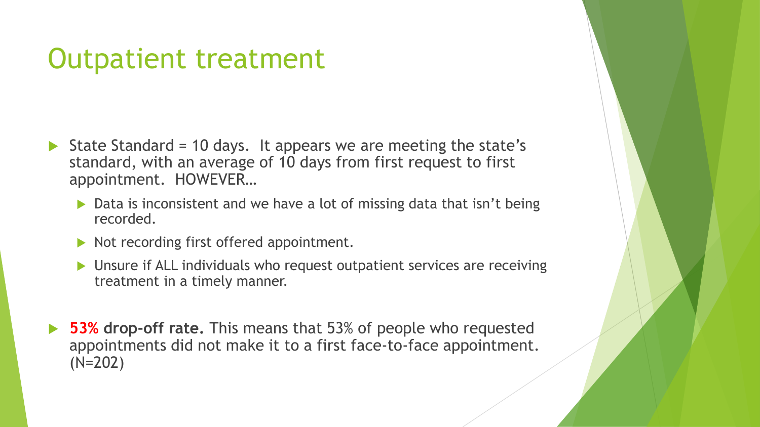# Outpatient treatment

- State Standard = 10 days.  It appears we are meeting the state's standard, with an average of 10 days from first request to first appointment.  HOWEVER…
  - Data is inconsistent and we have a lot of missing data that isn't being recorded.
  - Not recording first offered appointment.
  - Unsure if ALL individuals who request outpatient services are receiving treatment in a timely manner.
- **53% drop-off rate.** This means that 53% of people who requested appointments did not make it to a first face-to-face appointment. (N=202)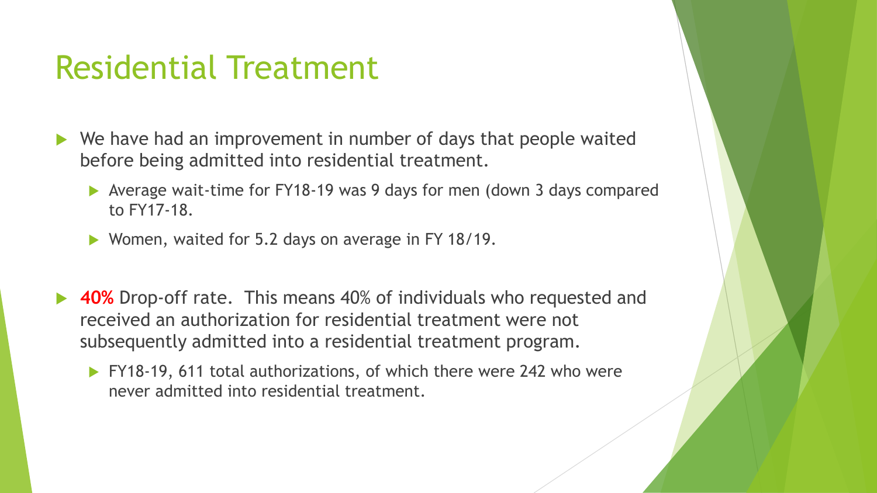# Residential Treatment

- We have had an improvement in number of days that people waited before being admitted into residential treatment.
  - Average wait-time for FY18-19 was 9 days for men (down 3 days compared to FY17-18.
  - Women, waited for 5.2 days on average in FY 18/19.

- **40%** Drop-off rate. This means 40% of individuals who requested and received an authorization for residential treatment were not subsequently admitted into a residential treatment program.
  - FY18-19, 611 total authorizations, of which there were 242 who were never admitted into residential treatment.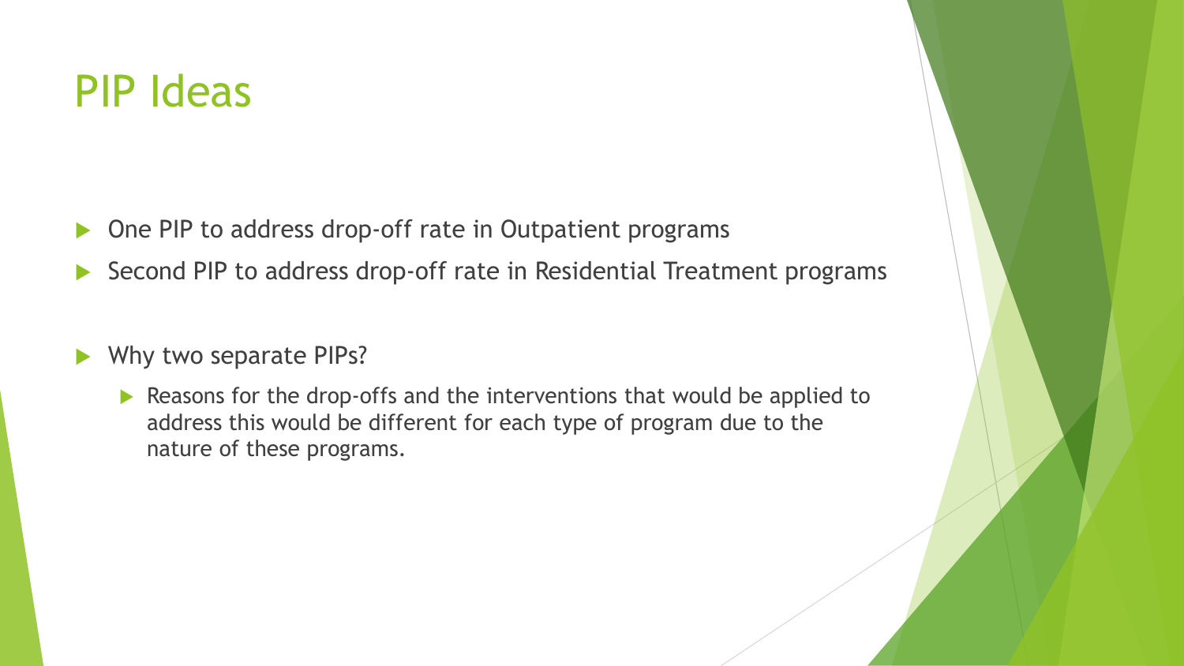# PIP Ideas

- One PIP to address drop-off rate in Outpatient programs
- Second PIP to address drop-off rate in Residential Treatment programs
- Why two separate PIPs?
  - Reasons for the drop-offs and the interventions that would be applied to address this would be different for each type of program due to the nature of these programs.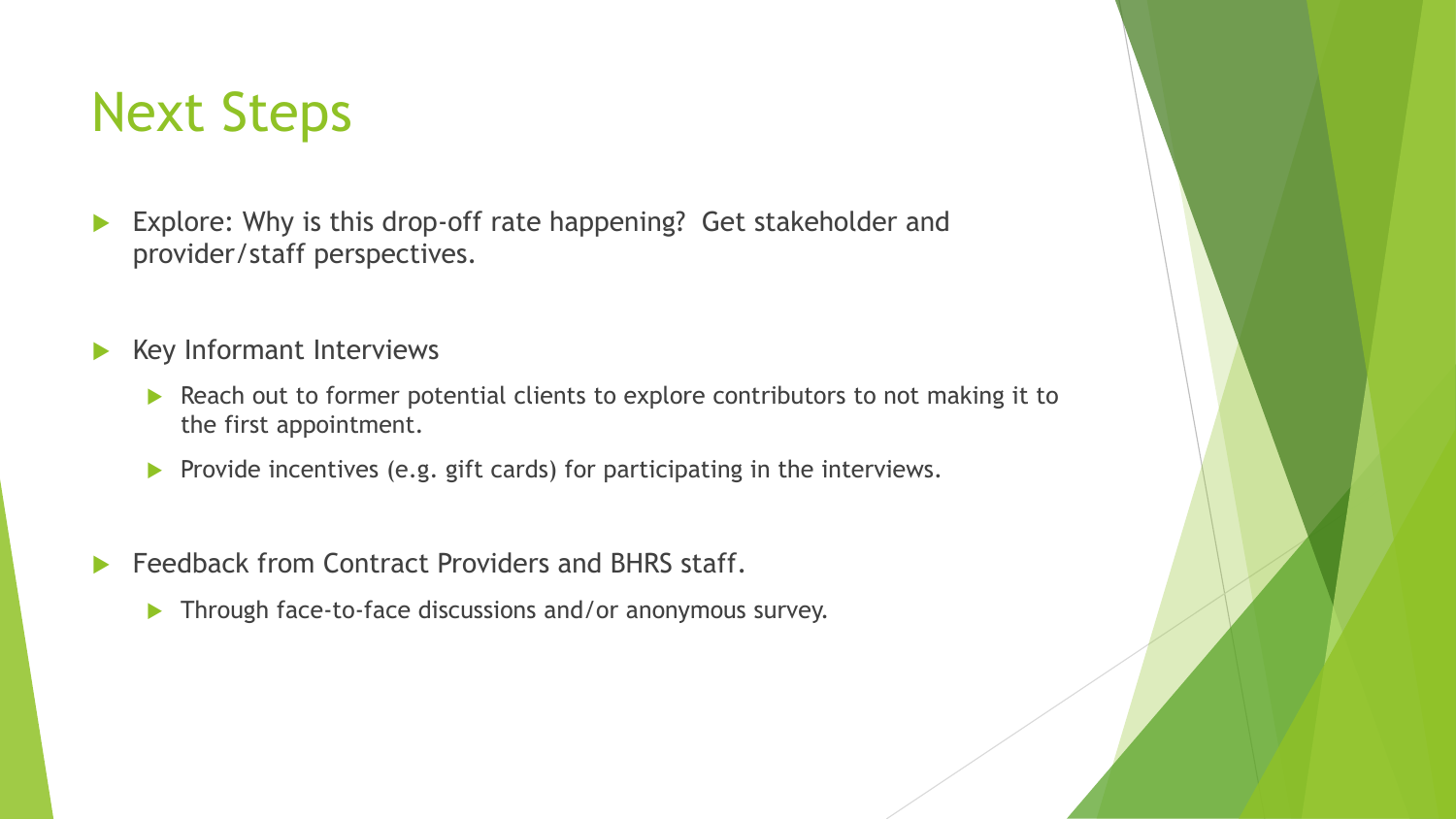# Next Steps

- Explore: Why is this drop-off rate happening? Get stakeholder and provider/staff perspectives.
- Key Informant Interviews
  - Reach out to former potential clients to explore contributors to not making it to the first appointment.
  - Provide incentives (e.g. gift cards) for participating in the interviews.
- Feedback from Contract Providers and BHRS staff.
  - Through face-to-face discussions and/or anonymous survey.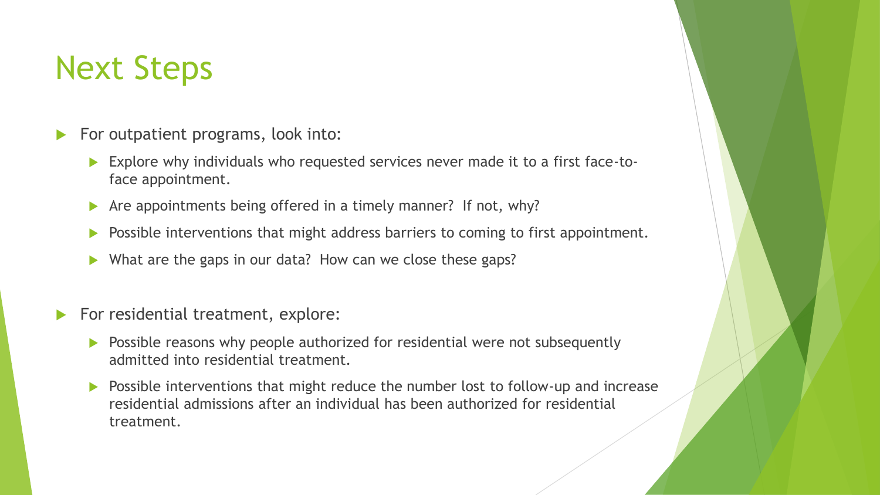# Next Steps

- For outpatient programs, look into:
  - Explore why individuals who requested services never made it to a first face-to-face appointment.
  - Are appointments being offered in a timely manner? If not, why?
  - Possible interventions that might address barriers to coming to first appointment.
  - What are the gaps in our data? How can we close these gaps?
- For residential treatment, explore:
  - Possible reasons why people authorized for residential were not subsequently admitted into residential treatment.
  - Possible interventions that might reduce the number lost to follow-up and increase residential admissions after an individual has been authorized for residential treatment.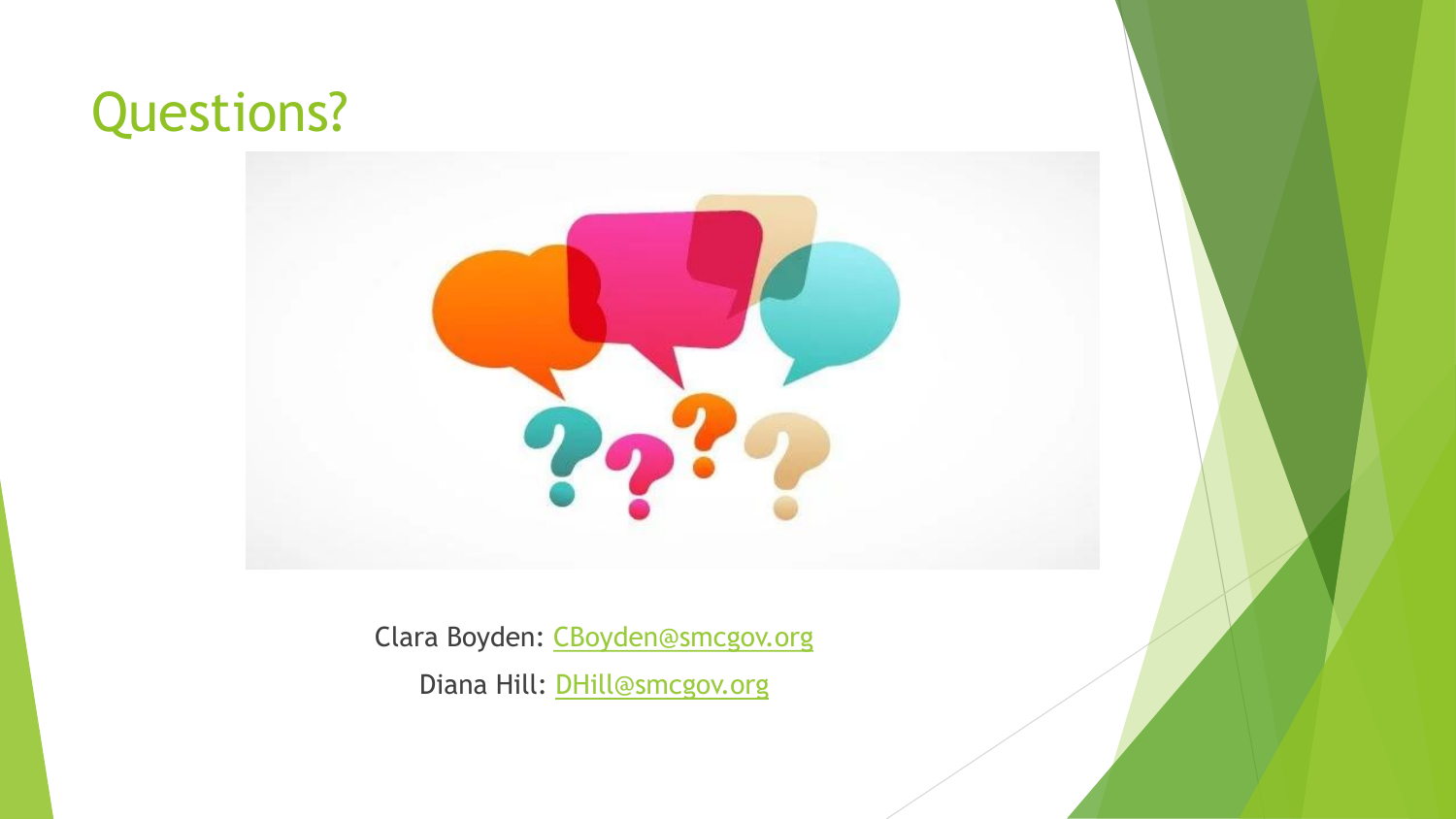# Questions?

Clara Boyden: CBoyden@smcgov.org

Diana Hill: DHill@smcgov.org